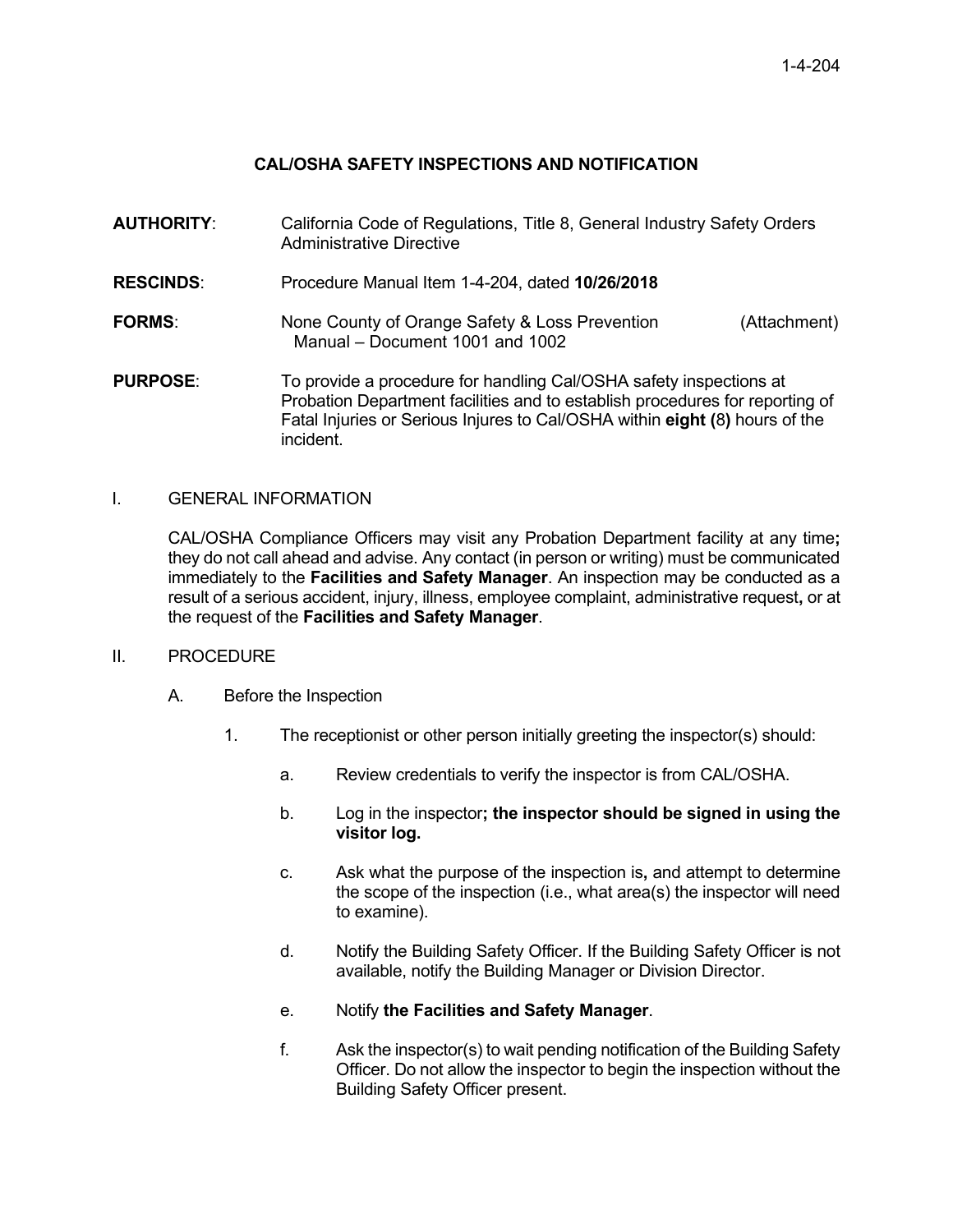# CAL/OSHA SAFETY INSPECTIONS AND NOTIFICATION

**AUTHORITY**: California Code of Regulations, Title 8, General Industry Safety Orders Administrative Directive

**RESCINDS**: Procedure Manual Item 1-4-204, dated **10/26/2018**

**FORMS**: None County of Orange Safety & Loss Prevention Manual – Document 1001 and 1002 (Attachment)

**PURPOSE**: To provide a procedure for handling Cal/OSHA safety inspections at Probation Department facilities and to establish procedures for reporting of Fatal Injuries or Serious Injures to Cal/OSHA within **eight (**8**)** hours of the incident.

## I. GENERAL INFORMATION

CAL/OSHA Compliance Officers may visit any Probation Department facility at any time**;** they do not call ahead and advise. Any contact (in person or writing) must be communicated immediately to the **Facilities and Safety Manager**. An inspection may be conducted as a result of a serious accident, injury, illness, employee complaint, administrative request**,** or at the request of the **Facilities and Safety Manager**.

## II. PROCEDURE

### A. Before the Inspection

1. The receptionist or other person initially greeting the inspector(s) should:

   a. Review credentials to verify the inspector is from CAL/OSHA.

   b. Log in the inspector**; the inspector should be signed in using the visitor log.**

   c. Ask what the purpose of the inspection is**,** and attempt to determine the scope of the inspection (i.e., what area(s) the inspector will need to examine).

   d. Notify the Building Safety Officer. If the Building Safety Officer is not available, notify the Building Manager or Division Director.

   e. Notify **the Facilities and Safety Manager**.

   f. Ask the inspector(s) to wait pending notification of the Building Safety Officer. Do not allow the inspector to begin the inspection without the Building Safety Officer present.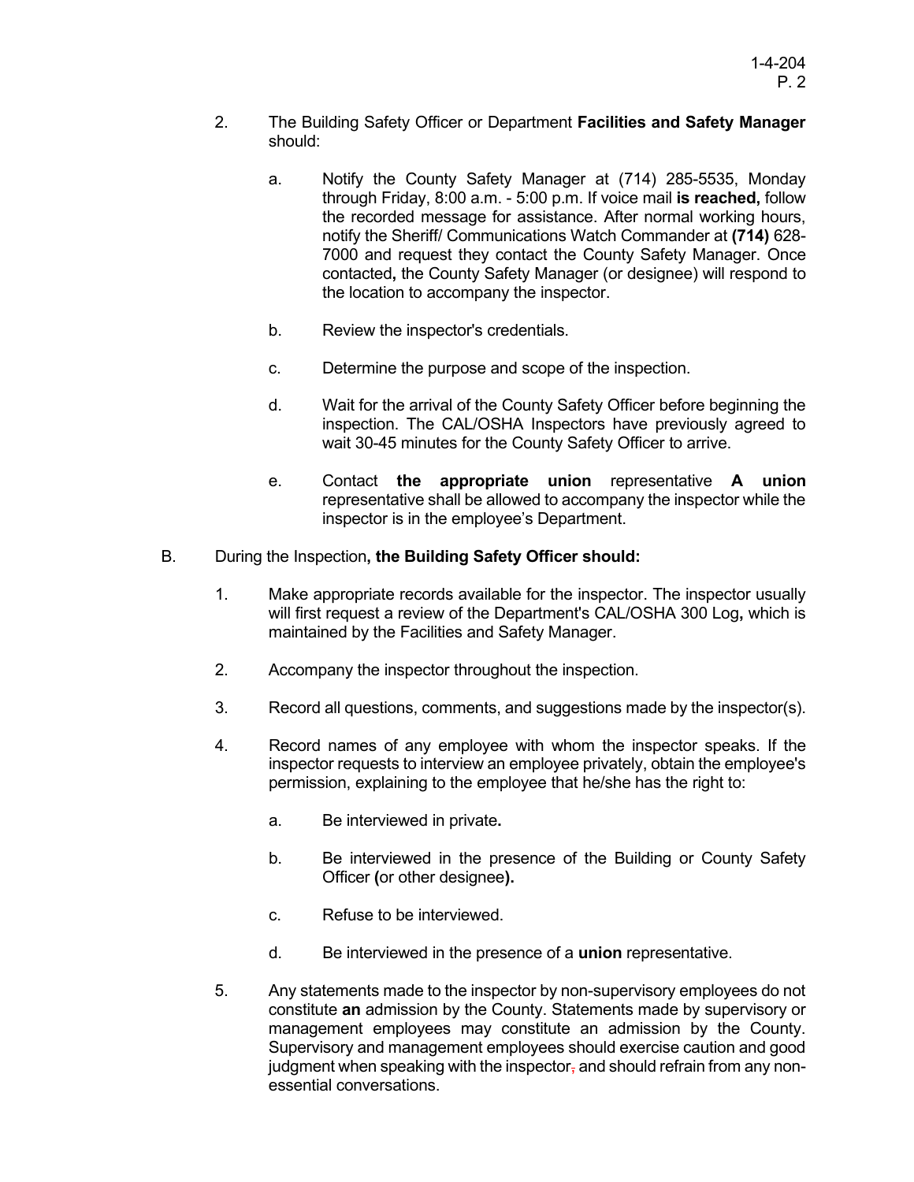2. The Building Safety Officer or Department **Facilities and Safety Manager** should:

   a. Notify the County Safety Manager at (714) 285-5535, Monday through Friday, 8:00 a.m. - 5:00 p.m. If voice mail **is reached,** follow the recorded message for assistance. After normal working hours, notify the Sheriff/ Communications Watch Commander at **(714)** 628-7000 and request they contact the County Safety Manager. Once contacted**,** the County Safety Manager (or designee) will respond to the location to accompany the inspector.

   b. Review the inspector's credentials.

   c. Determine the purpose and scope of the inspection.

   d. Wait for the arrival of the County Safety Officer before beginning the inspection. The CAL/OSHA Inspectors have previously agreed to wait 30-45 minutes for the County Safety Officer to arrive.

   e. Contact **the appropriate union** representative **A union** representative shall be allowed to accompany the inspector while the inspector is in the employee's Department.

B. During the Inspection**, the Building Safety Officer should:**

   1. Make appropriate records available for the inspector. The inspector usually will first request a review of the Department's CAL/OSHA 300 Log**,** which is maintained by the Facilities and Safety Manager.

   2. Accompany the inspector throughout the inspection.

   3. Record all questions, comments, and suggestions made by the inspector(s).

   4. Record names of any employee with whom the inspector speaks. If the inspector requests to interview an employee privately, obtain the employee's permission, explaining to the employee that he/she has the right to:

      a. Be interviewed in private**.**

      b. Be interviewed in the presence of the Building or County Safety Officer **(**or other designee**).**

      c. Refuse to be interviewed.

      d. Be interviewed in the presence of a **union** representative.

   5. Any statements made to the inspector by non-supervisory employees do not constitute **an** admission by the County. Statements made by supervisory or management employees may constitute an admission by the County. Supervisory and management employees should exercise caution and good judgment when speaking with the inspector~~,~~ and should refrain from any non-essential conversations.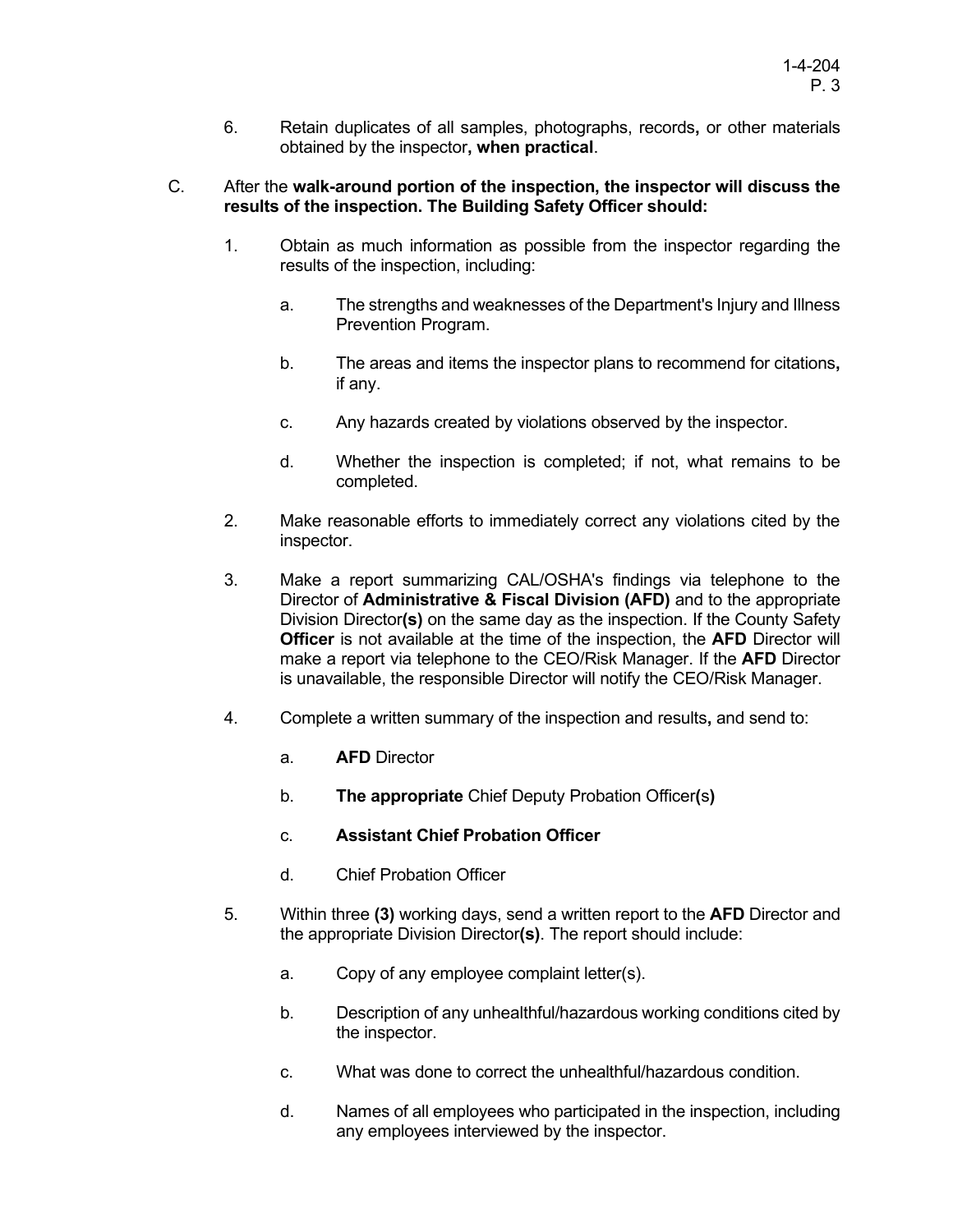6. Retain duplicates of all samples, photographs, records**,** or other materials obtained by the inspector**, when practical**.

C. After the **walk-around portion of the inspection, the inspector will discuss the results of the inspection. The Building Safety Officer should:**

1. Obtain as much information as possible from the inspector regarding the results of the inspection, including:

   a. The strengths and weaknesses of the Department's Injury and Illness Prevention Program.

   b. The areas and items the inspector plans to recommend for citations**,** if any.

   c. Any hazards created by violations observed by the inspector.

   d. Whether the inspection is completed; if not, what remains to be completed.

2. Make reasonable efforts to immediately correct any violations cited by the inspector.

3. Make a report summarizing CAL/OSHA's findings via telephone to the Director of **Administrative & Fiscal Division (AFD)** and to the appropriate Division Director**(s)** on the same day as the inspection. If the County Safety **Officer** is not available at the time of the inspection, the **AFD** Director will make a report via telephone to the CEO/Risk Manager. If the **AFD** Director is unavailable, the responsible Director will notify the CEO/Risk Manager.

4. Complete a written summary of the inspection and results**,** and send to:

   a. **AFD** Director

   b. **The appropriate** Chief Deputy Probation Officer**(**s**)**

   c. **Assistant Chief Probation Officer**

   d. Chief Probation Officer

5. Within three **(3)** working days, send a written report to the **AFD** Director and the appropriate Division Director**(s)**. The report should include:

   a. Copy of any employee complaint letter(s).

   b. Description of any unhealthful/hazardous working conditions cited by the inspector.

   c. What was done to correct the unhealthful/hazardous condition.

   d. Names of all employees who participated in the inspection, including any employees interviewed by the inspector.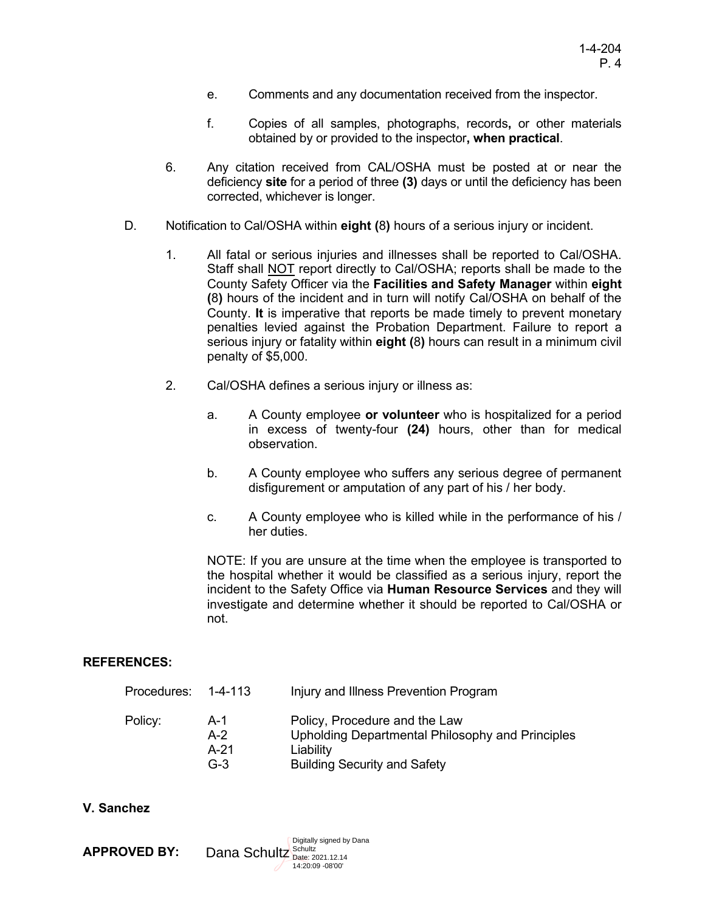e. Comments and any documentation received from the inspector.

f. Copies of all samples, photographs, records**,** or other materials obtained by or provided to the inspector**, when practical**.

6. Any citation received from CAL/OSHA must be posted at or near the deficiency **site** for a period of three **(3)** days or until the deficiency has been corrected, whichever is longer.

D. Notification to Cal/OSHA within **eight (**8**)** hours of a serious injury or incident.

1. All fatal or serious injuries and illnesses shall be reported to Cal/OSHA. Staff shall NOT report directly to Cal/OSHA; reports shall be made to the County Safety Officer via the **Facilities and Safety Manager** within **eight (**8**)** hours of the incident and in turn will notify Cal/OSHA on behalf of the County. **It** is imperative that reports be made timely to prevent monetary penalties levied against the Probation Department. Failure to report a serious injury or fatality within **eight (**8**)** hours can result in a minimum civil penalty of $5,000.

2. Cal/OSHA defines a serious injury or illness as:

a. A County employee **or volunteer** who is hospitalized for a period in excess of twenty-four **(24)** hours, other than for medical observation.

b. A County employee who suffers any serious degree of permanent disfigurement or amputation of any part of his / her body.

c. A County employee who is killed while in the performance of his / her duties.

NOTE: If you are unsure at the time when the employee is transported to the hospital whether it would be classified as a serious injury, report the incident to the Safety Office via **Human Resource Services** and they will investigate and determine whether it should be reported to Cal/OSHA or not.

## REFERENCES:

| | | |
|---|---|---|
| Procedures: | 1-4-113 | Injury and Illness Prevention Program |
| Policy: | A-1 | Policy, Procedure and the Law |
| | A-2 | Upholding Departmental Philosophy and Principles |
| | A-21 | Liability |
| | G-3 | Building Security and Safety |

**V. Sanchez**

**APPROVED BY:** Dana Schultz

Digitally signed by Dana Schultz
Date: 2021.12.14 14:20:09 -08'00'